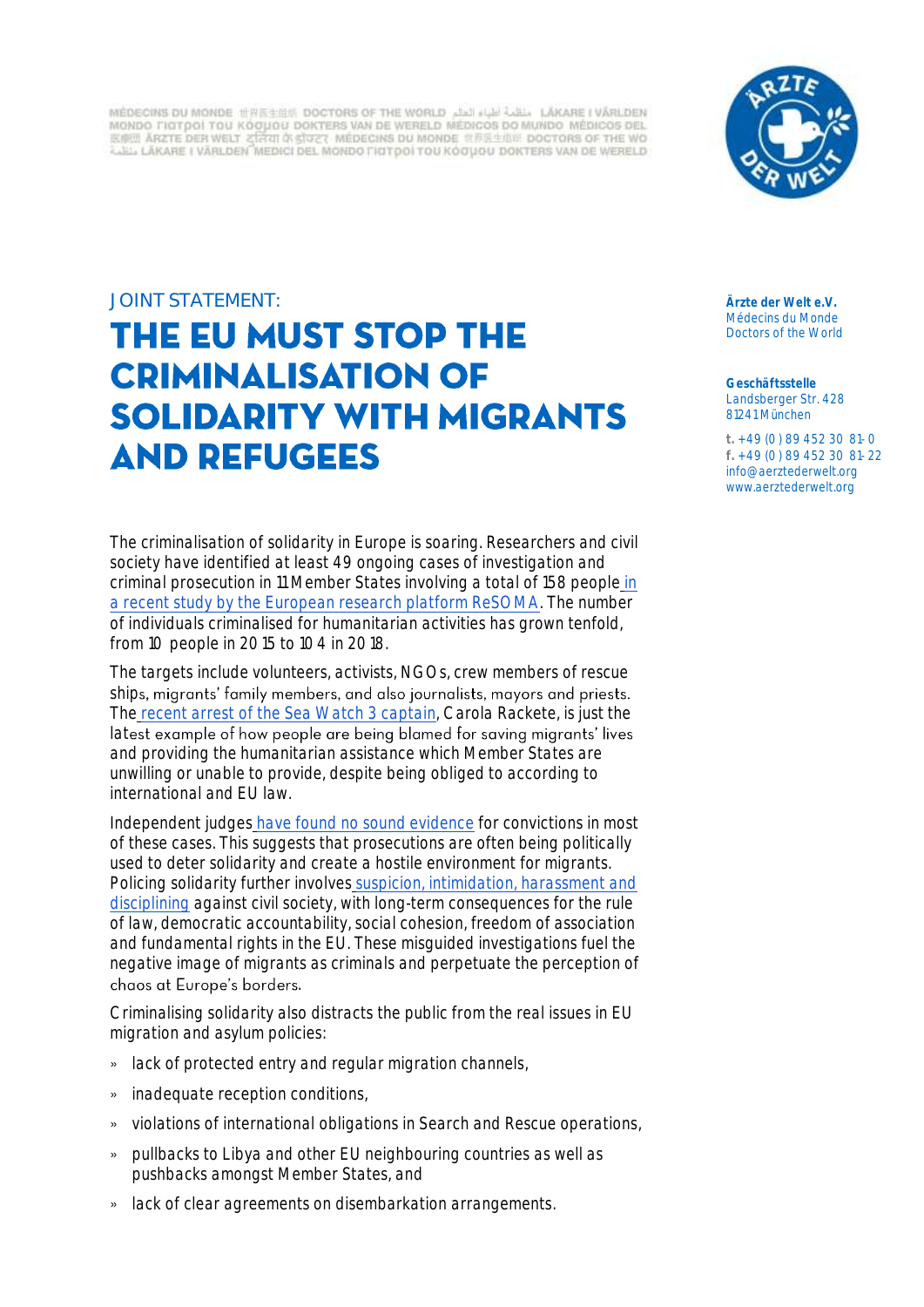JOINT STATEMENT:

# THE EU MUST STOP THE CRIMINALISATION OF SOLIDARITY WITH MIGRANTS AND REFUGEES

**Ärzte der Welt e.V.**
Médecins du Monde
Doctors of the World

**Geschäftsstelle**
Landsberger Str. 428
81241 München

**t.** +49 (0) 89 452 30 81-0
**f.** +49 (0) 89 452 30 81-22
info@aerztederwelt.org
www.aerztederwelt.org

The criminalisation of solidarity in Europe is soaring. Researchers and civil society have identified at least 49 ongoing cases of investigation and criminal prosecution in 11 Member States involving a total of 158 people in a recent study by the European research platform ReSOMA. The number of individuals criminalised for humanitarian activities has grown tenfold, from 10 people in 2015 to 104 in 2018.

The targets include volunteers, activists, NGOs, crew members of rescue ships, migrants' family members, and also journalists, mayors and priests. The recent arrest of the Sea Watch 3 captain, Carola Rackete, is just the latest example of how people are being blamed for saving migrants' lives and providing the humanitarian assistance which Member States are unwilling or unable to provide, despite being obliged to according to international and EU law.

Independent judges have found no sound evidence for convictions in most of these cases. This suggests that prosecutions are often being politically used to deter solidarity and create a hostile environment for migrants. Policing solidarity further involves suspicion, intimidation, harassment and disciplining against civil society, with long-term consequences for the rule of law, democratic accountability, social cohesion, freedom of association and fundamental rights in the EU. These misguided investigations fuel the negative image of migrants as criminals and perpetuate the perception of chaos at Europe's borders.

Criminalising solidarity also distracts the public from the real issues in EU migration and asylum policies:

- lack of protected entry and regular migration channels,
- inadequate reception conditions,
- violations of international obligations in Search and Rescue operations,
- pullbacks to Libya and other EU neighbouring countries as well as pushbacks amongst Member States, and
- lack of clear agreements on disembarkation arrangements.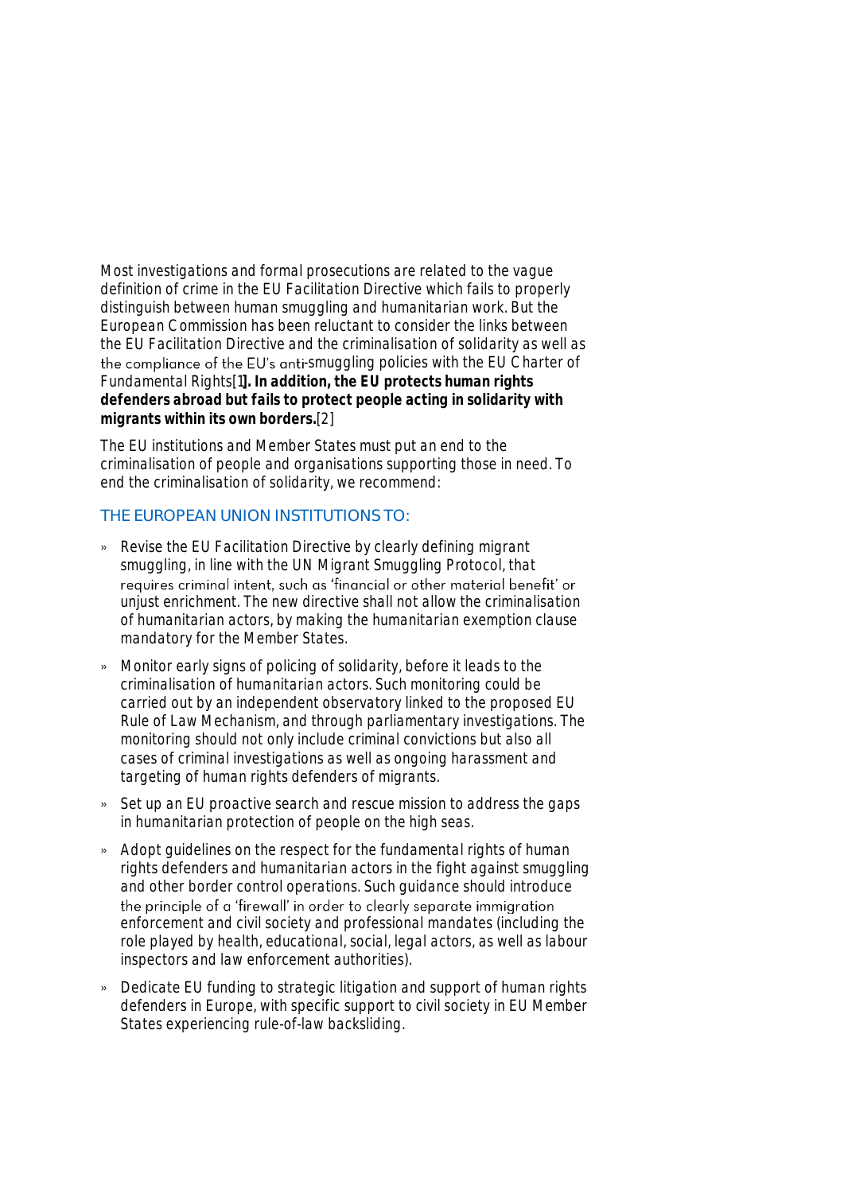Most investigations and formal prosecutions are related to the vague definition of crime in the EU Facilitation Directive which fails to properly distinguish between human smuggling and humanitarian work. But the European Commission has been reluctant to consider the links between the EU Facilitation Directive and the criminalisation of solidarity as well as the compliance of the EU's anti-smuggling policies with the EU Charter of Fundamental Rights[1]. **In addition, the EU protects human rights defenders abroad but fails to protect people acting in solidarity with migrants within its own borders.**[2]

The EU institutions and Member States must put an end to the criminalisation of people and organisations supporting those in need. To end the criminalisation of solidarity, we recommend:

## THE EUROPEAN UNION INSTITUTIONS TO:

- Revise the EU Facilitation Directive by clearly defining migrant smuggling, in line with the UN Migrant Smuggling Protocol, that requires criminal intent, such as 'financial or other material benefit' or unjust enrichment. The new directive shall not allow the criminalisation of humanitarian actors, by making the humanitarian exemption clause mandatory for the Member States.
- Monitor early signs of policing of solidarity, before it leads to the criminalisation of humanitarian actors. Such monitoring could be carried out by an independent observatory linked to the proposed EU Rule of Law Mechanism, and through parliamentary investigations. The monitoring should not only include criminal convictions but also all cases of criminal investigations as well as ongoing harassment and targeting of human rights defenders of migrants.
- Set up an EU proactive search and rescue mission to address the gaps in humanitarian protection of people on the high seas.
- Adopt guidelines on the respect for the fundamental rights of human rights defenders and humanitarian actors in the fight against smuggling and other border control operations. Such guidance should introduce the principle of a 'firewall' in order to clearly separate immigration enforcement and civil society and professional mandates (including the role played by health, educational, social, legal actors, as well as labour inspectors and law enforcement authorities).
- Dedicate EU funding to strategic litigation and support of human rights defenders in Europe, with specific support to civil society in EU Member States experiencing rule-of-law backsliding.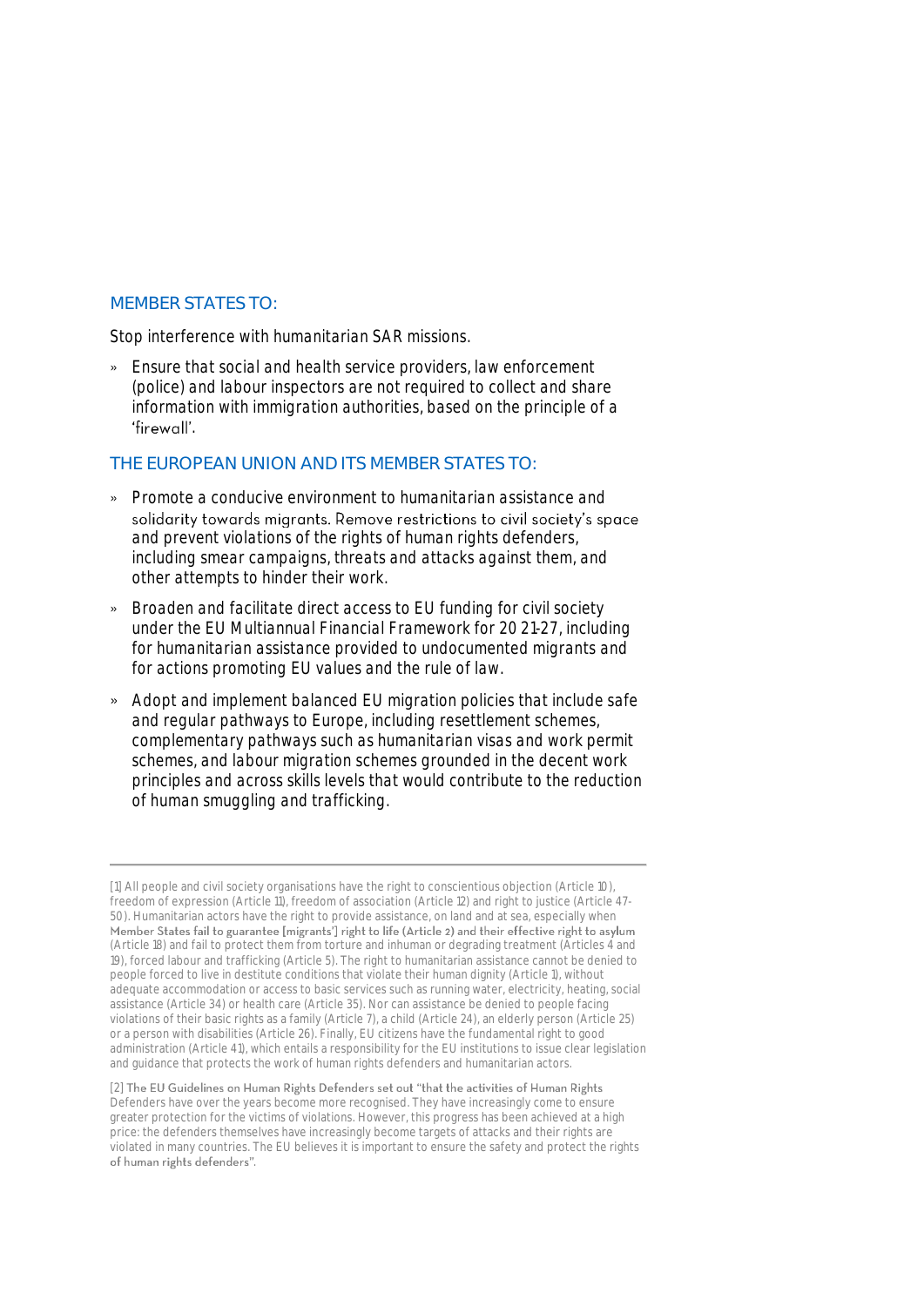## MEMBER STATES TO:

Stop interference with humanitarian SAR missions.

- Ensure that social and health service providers, law enforcement (police) and labour inspectors are not required to collect and share information with immigration authorities, based on the principle of a 'firewall'.

## THE EUROPEAN UNION AND ITS MEMBER STATES TO:

- Promote a conducive environment to humanitarian assistance and solidarity towards migrants. Remove restrictions to civil society's space and prevent violations of the rights of human rights defenders, including smear campaigns, threats and attacks against them, and other attempts to hinder their work.
- Broaden and facilitate direct access to EU funding for civil society under the EU Multiannual Financial Framework for 2021-27, including for humanitarian assistance provided to undocumented migrants and for actions promoting EU values and the rule of law.
- Adopt and implement balanced EU migration policies that include safe and regular pathways to Europe, including resettlement schemes, complementary pathways such as humanitarian visas and work permit schemes, and labour migration schemes grounded in the decent work principles and across skills levels that would contribute to the reduction of human smuggling and trafficking.

---

[1] All people and civil society organisations have the right to conscientious objection (Article 10), freedom of expression (Article 11), freedom of association (Article 12) and right to justice (Article 47-50). Humanitarian actors have the right to provide assistance, on land and at sea, especially when Member States fail to guarantee [migrants'] right to life (Article 2) and their effective right to asylum (Article 18) and fail to protect them from torture and inhuman or degrading treatment (Articles 4 and 19), forced labour and trafficking (Article 5). The right to humanitarian assistance cannot be denied to people forced to live in destitute conditions that violate their human dignity (Article 1), without adequate accommodation or access to basic services such as running water, electricity, heating, social assistance (Article 34) or health care (Article 35). Nor can assistance be denied to people facing violations of their basic rights as a family (Article 7), a child (Article 24), an elderly person (Article 25) or a person with disabilities (Article 26). Finally, EU citizens have the fundamental right to good administration (Article 41), which entails a responsibility for the EU institutions to issue clear legislation and guidance that protects the work of human rights defenders and humanitarian actors.

[2] The EU Guidelines on Human Rights Defenders set out "that the activities of Human Rights Defenders have over the years become more recognised. They have increasingly come to ensure greater protection for the victims of violations. However, this progress has been achieved at a high price: the defenders themselves have increasingly become targets of attacks and their rights are violated in many countries. The EU believes it is important to ensure the safety and protect the rights of human rights defenders".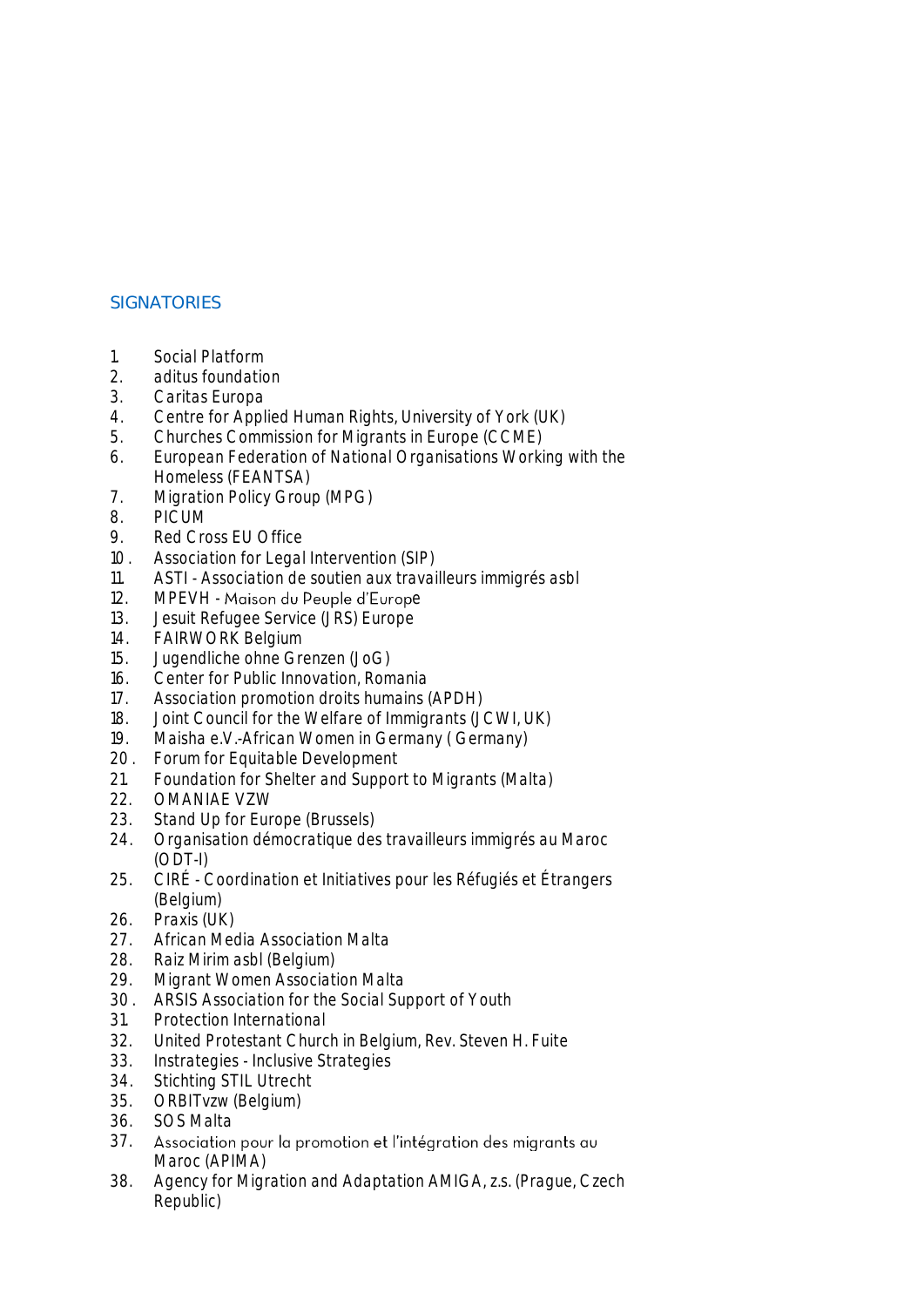## SIGNATORIES

1. Social Platform
2. aditus foundation
3. Caritas Europa
4. Centre for Applied Human Rights, University of York (UK)
5. Churches Commission for Migrants in Europe (CCME)
6. European Federation of National Organisations Working with the Homeless (FEANTSA)
7. Migration Policy Group (MPG)
8. PICUM
9. Red Cross EU Office
10. Association for Legal Intervention (SIP)
11. ASTI - Association de soutien aux travailleurs immigrés asbl
12. MPEVH - Maison du Peuple d'Europe
13. Jesuit Refugee Service (JRS) Europe
14. FAIRWORK Belgium
15. Jugendliche ohne Grenzen (JoG)
16. Center for Public Innovation, Romania
17. Association promotion droits humains (APDH)
18. Joint Council for the Welfare of Immigrants (JCWI, UK)
19. Maisha e.V.-African Women in Germany ( Germany)
20. Forum for Equitable Development
21. Foundation for Shelter and Support to Migrants (Malta)
22. OMANIAE VZW
23. Stand Up for Europe (Brussels)
24. Organisation démocratique des travailleurs immigrés au Maroc (ODT-I)
25. CIRÉ - Coordination et Initiatives pour les Réfugiés et Étrangers (Belgium)
26. Praxis (UK)
27. African Media Association Malta
28. Raiz Mirim asbl (Belgium)
29. Migrant Women Association Malta
30. ARSIS Association for the Social Support of Youth
31. Protection International
32. United Protestant Church in Belgium, Rev. Steven H. Fuite
33. Instrategies - Inclusive Strategies
34. Stichting STIL Utrecht
35. ORBITvzw (Belgium)
36. SOS Malta
37. Association pour la promotion et l'intégration des migrants au Maroc (APIMA)
38. Agency for Migration and Adaptation AMIGA, z.s. (Prague, Czech Republic)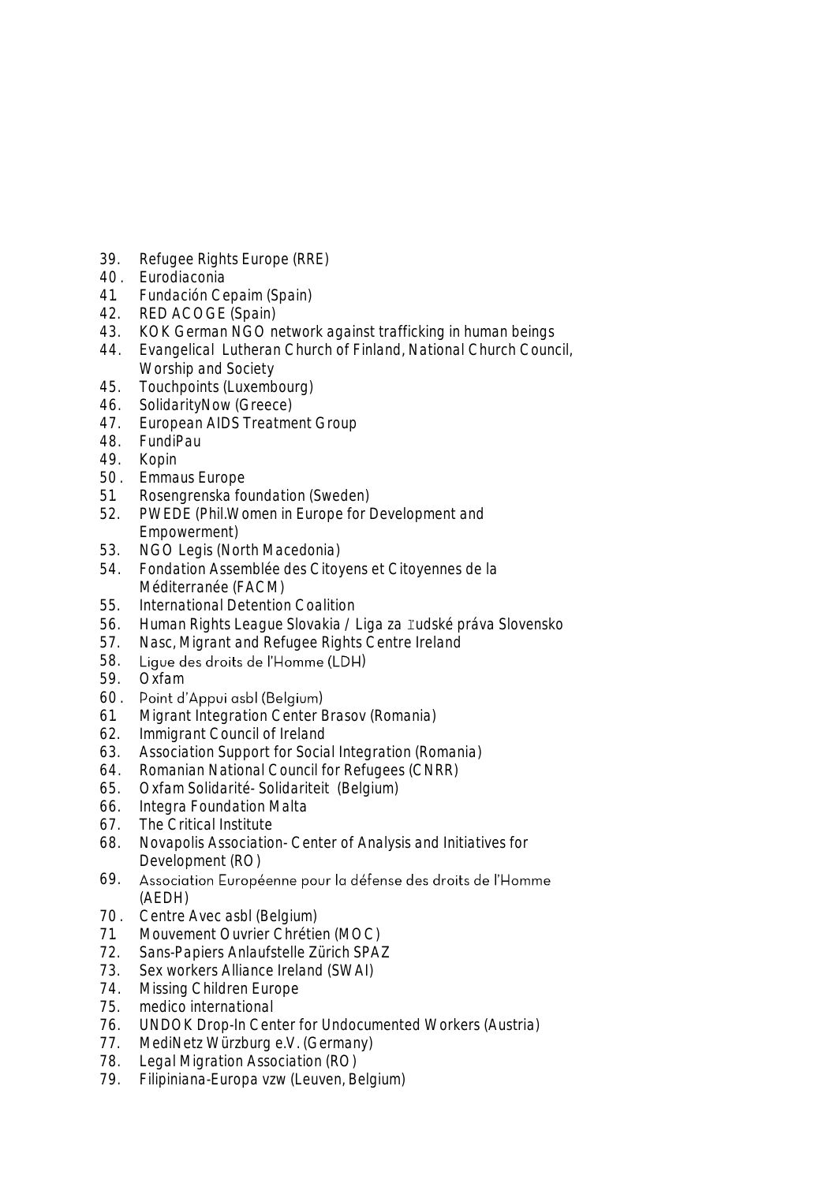39. Refugee Rights Europe (RRE)
40. Eurodiaconia
41. Fundación Cepaim (Spain)
42. RED ACOGE (Spain)
43. KOK German NGO network against trafficking in human beings
44. Evangelical Lutheran Church of Finland, National Church Council, Worship and Society
45. Touchpoints (Luxembourg)
46. SolidarityNow (Greece)
47. European AIDS Treatment Group
48. FundiPau
49. Kopin
50. Emmaus Europe
51. Rosengrenska foundation (Sweden)
52. PWEDE (Phil.Women in Europe for Development and Empowerment)
53. NGO Legis (North Macedonia)
54. Fondation Assemblée des Citoyens et Citoyennes de la Méditerranée (FACM)
55. International Detention Coalition
56. Human Rights League Slovakia / Liga za ľudské práva Slovensko
57. Nasc, Migrant and Refugee Rights Centre Ireland
58. Ligue des droits de l'Homme (LDH)
59. Oxfam
60. Point d'Appui asbl (Belgium)
61. Migrant Integration Center Brasov (Romania)
62. Immigrant Council of Ireland
63. Association Support for Social Integration (Romania)
64. Romanian National Council for Refugees (CNRR)
65. Oxfam Solidarité- Solidariteit (Belgium)
66. Integra Foundation Malta
67. The Critical Institute
68. Novapolis Association- Center of Analysis and Initiatives for Development (RO)
69. Association Européenne pour la défense des droits de l'Homme (AEDH)
70. Centre Avec asbl (Belgium)
71. Mouvement Ouvrier Chrétien (MOC)
72. Sans-Papiers Anlaufstelle Zürich SPAZ
73. Sex workers Alliance Ireland (SWAI)
74. Missing Children Europe
75. medico international
76. UNDOK Drop-In Center for Undocumented Workers (Austria)
77. MediNetz Würzburg e.V. (Germany)
78. Legal Migration Association (RO)
79. Filipiniana-Europa vzw (Leuven, Belgium)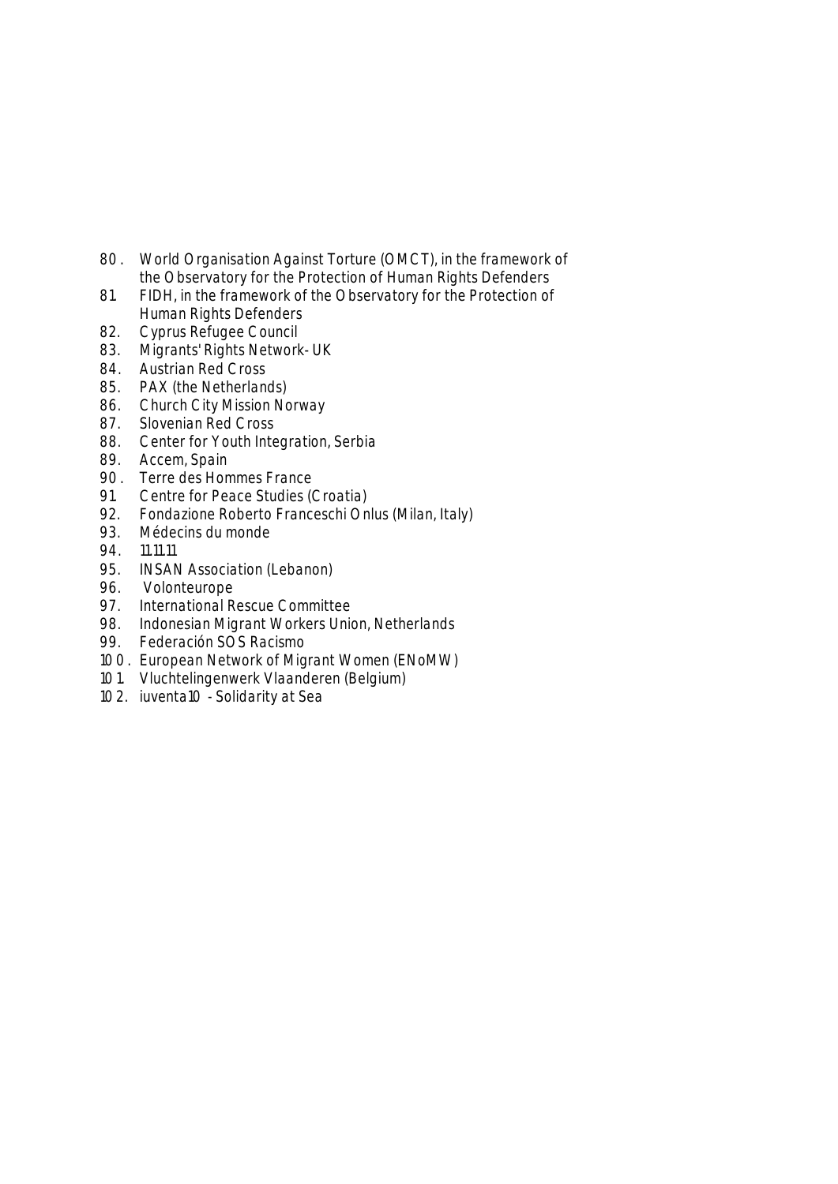80. World Organisation Against Torture (OMCT), in the framework of the Observatory for the Protection of Human Rights Defenders
81. FIDH, in the framework of the Observatory for the Protection of Human Rights Defenders
82. Cyprus Refugee Council
83. Migrants' Rights Network- UK
84. Austrian Red Cross
85. PAX (the Netherlands)
86. Church City Mission Norway
87. Slovenian Red Cross
88. Center for Youth Integration, Serbia
89. Accem, Spain
90. Terre des Hommes France
91. Centre for Peace Studies (Croatia)
92. Fondazione Roberto Franceschi Onlus (Milan, Italy)
93. Médecins du monde
94. 11.11.11
95. INSAN Association (Lebanon)
96. Volonteurope
97. International Rescue Committee
98. Indonesian Migrant Workers Union, Netherlands
99. Federación SOS Racismo
100. European Network of Migrant Women (ENoMW)
101. Vluchtelingenwerk Vlaanderen (Belgium)
102. iuventa10 - Solidarity at Sea